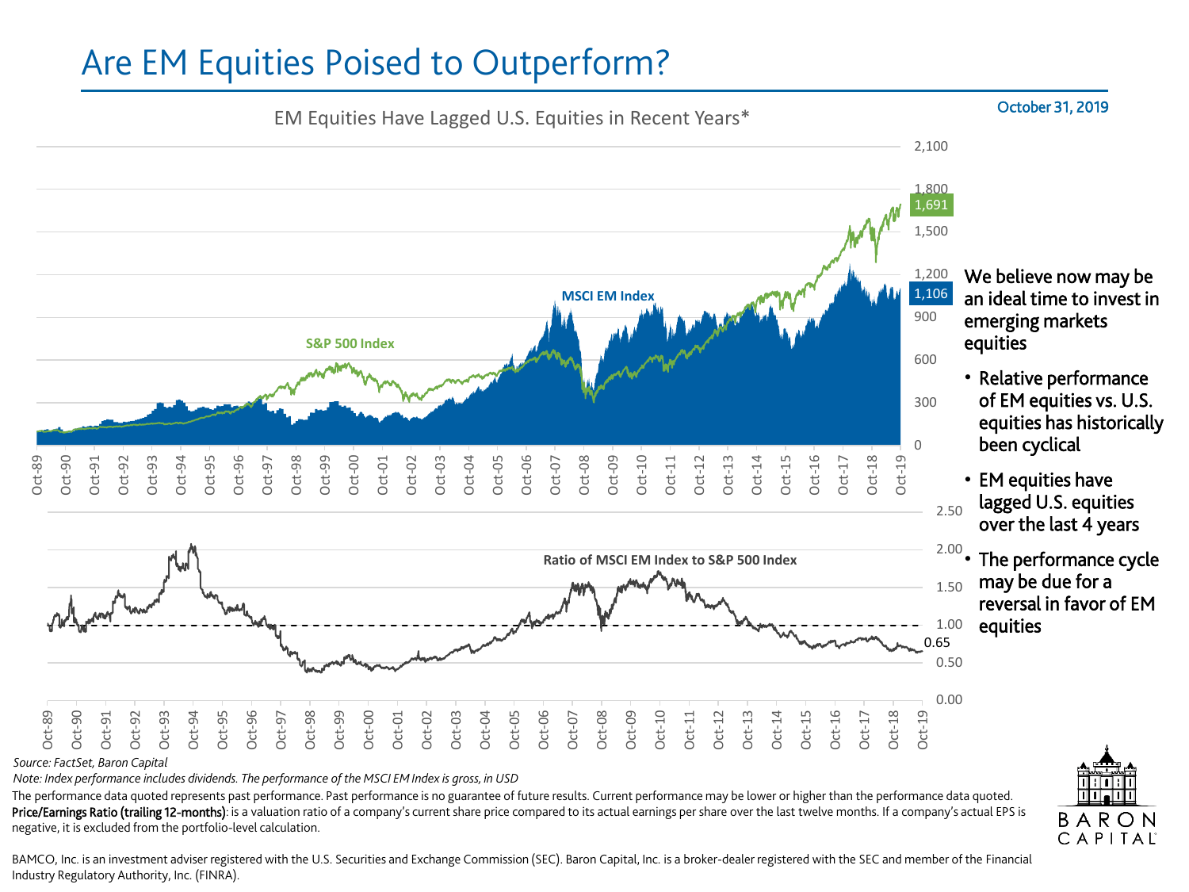# Are EM Equities Poised to Outperform?

October 31, 2019

EM Equities Have Lagged U.S. Equities in Recent Years*

S&P 500 Index: 1,691

MSCI EM Index: 1,106

Ratio of MSCI EM Index to S&P 500 Index: 0.65

We believe now may be an ideal time to invest in emerging markets equities

- Relative performance of EM equities vs. U.S. equities has historically been cyclical
- EM equities have lagged U.S. equities over the last 4 years
- The performance cycle may be due for a reversal in favor of EM equities

*Source: FactSet, Baron Capital*

*Note: Index performance includes dividends. The performance of the MSCI EM Index is gross, in USD*

The performance data quoted represents past performance. Past performance is no guarantee of future results. Current performance may be lower or higher than the performance data quoted.

**Price/Earnings Ratio (trailing 12-months)**: is a valuation ratio of a company's current share price compared to its actual earnings per share over the last twelve months. If a company's actual EPS is negative, it is excluded from the portfolio-level calculation.

BAMCO, Inc. is an investment adviser registered with the U.S. Securities and Exchange Commission (SEC). Baron Capital, Inc. is a broker-dealer registered with the SEC and member of the Financial Industry Regulatory Authority, Inc. (FINRA).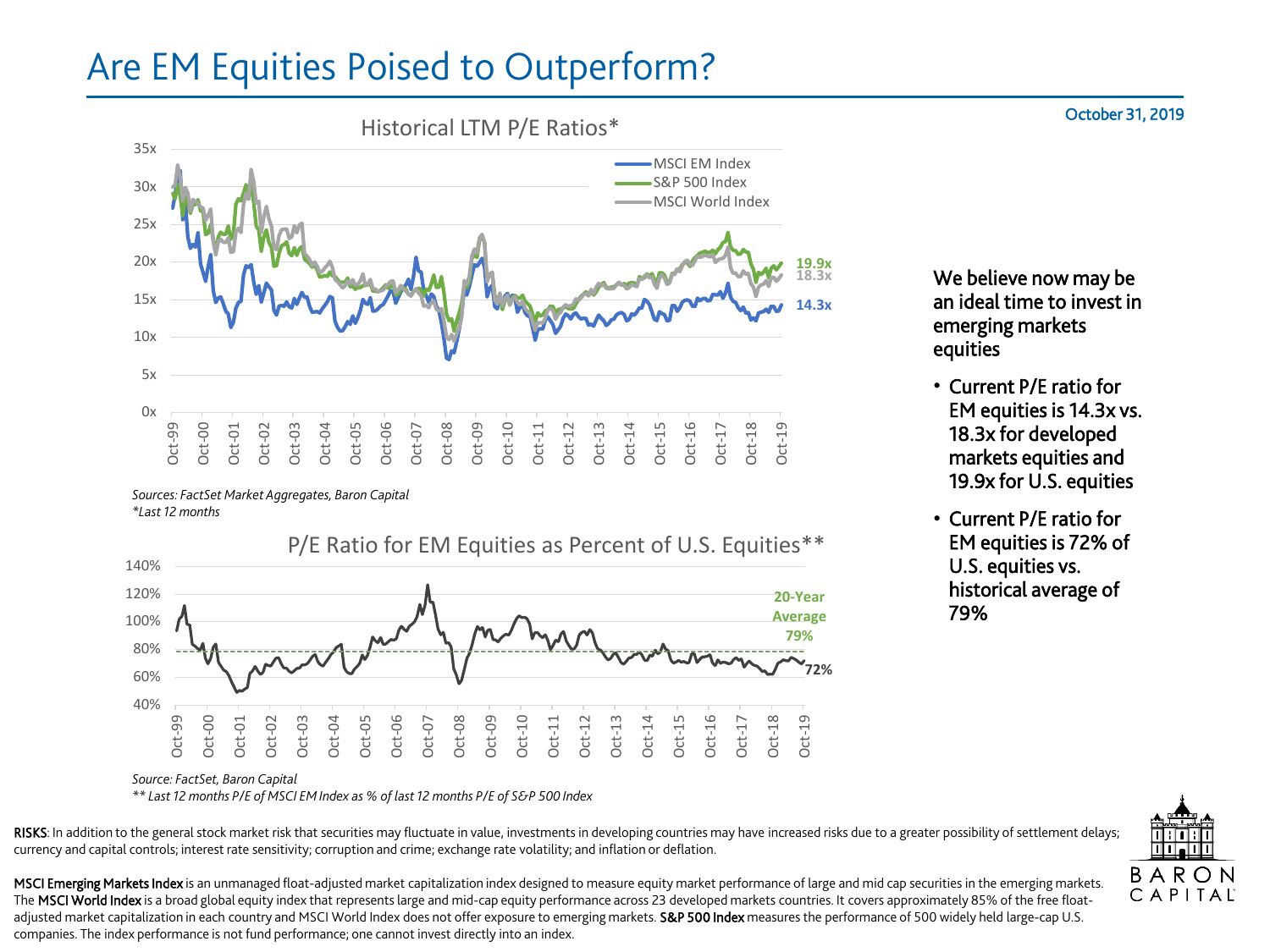# Are EM Equities Poised to Outperform?

October 31, 2019

Historical LTM P/E Ratios*

35x
30x
25x
20x
15x
10x
5x
0x

MSCI EM Index
S&P 500 Index
MSCI World Index

19.9x
18.3x
14.3x

Oct-99 Oct-00 Oct-01 Oct-02 Oct-03 Oct-04 Oct-05 Oct-06 Oct-07 Oct-08 Oct-09 Oct-10 Oct-11 Oct-12 Oct-13 Oct-14 Oct-15 Oct-16 Oct-17 Oct-18 Oct-19

*Sources: FactSet Market Aggregates, Baron Capital*
*\*Last 12 months*

P/E Ratio for EM Equities as Percent of U.S. Equities**

140%
120%
100%
80%
60%
40%

20-Year Average 79%

72%

Oct-99 Oct-00 Oct-01 Oct-02 Oct-03 Oct-04 Oct-05 Oct-06 Oct-07 Oct-08 Oct-09 Oct-10 Oct-11 Oct-12 Oct-13 Oct-14 Oct-15 Oct-16 Oct-17 Oct-18 Oct-19

*Source: FactSet, Baron Capital*
*\*\* Last 12 months P/E of MSCI EM Index as % of last 12 months P/E of S&P 500 Index*

**We believe now may be an ideal time to invest in emerging markets equities**

- **Current P/E ratio for EM equities is 14.3x vs. 18.3x for developed markets equities and 19.9x for U.S. equities**
- **Current P/E ratio for EM equities is 72% of U.S. equities vs. historical average of 79%**

RISKS: In addition to the general stock market risk that securities may fluctuate in value, investments in developing countries may have increased risks due to a greater possibility of settlement delays; currency and capital controls; interest rate sensitivity; corruption and crime; exchange rate volatility; and inflation or deflation.

**MSCI Emerging Markets Index** is an unmanaged float-adjusted market capitalization index designed to measure equity market performance of large and mid cap securities in the emerging markets. The **MSCI World Index** is a broad global equity index that represents large and mid-cap equity performance across 23 developed markets countries. It covers approximately 85% of the free float-adjusted market capitalization in each country and MSCI World Index does not offer exposure to emerging markets. **S&P 500 Index** measures the performance of 500 widely held large-cap U.S. companies. The index performance is not fund performance; one cannot invest directly into an index.

BARON CAPITAL